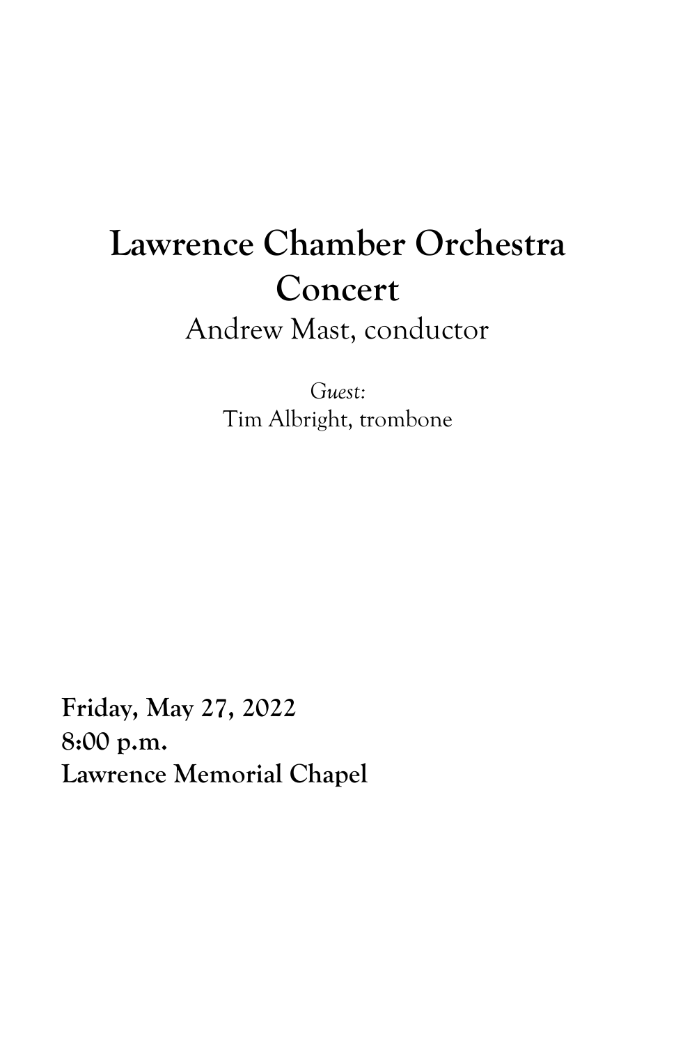# Lawrence Chamber Orchestra Concert

Andrew Mast, conductor

*Guest:*
Tim Albright, trombone

**Friday, May 27, 2022**
**8:00 p.m.**
**Lawrence Memorial Chapel**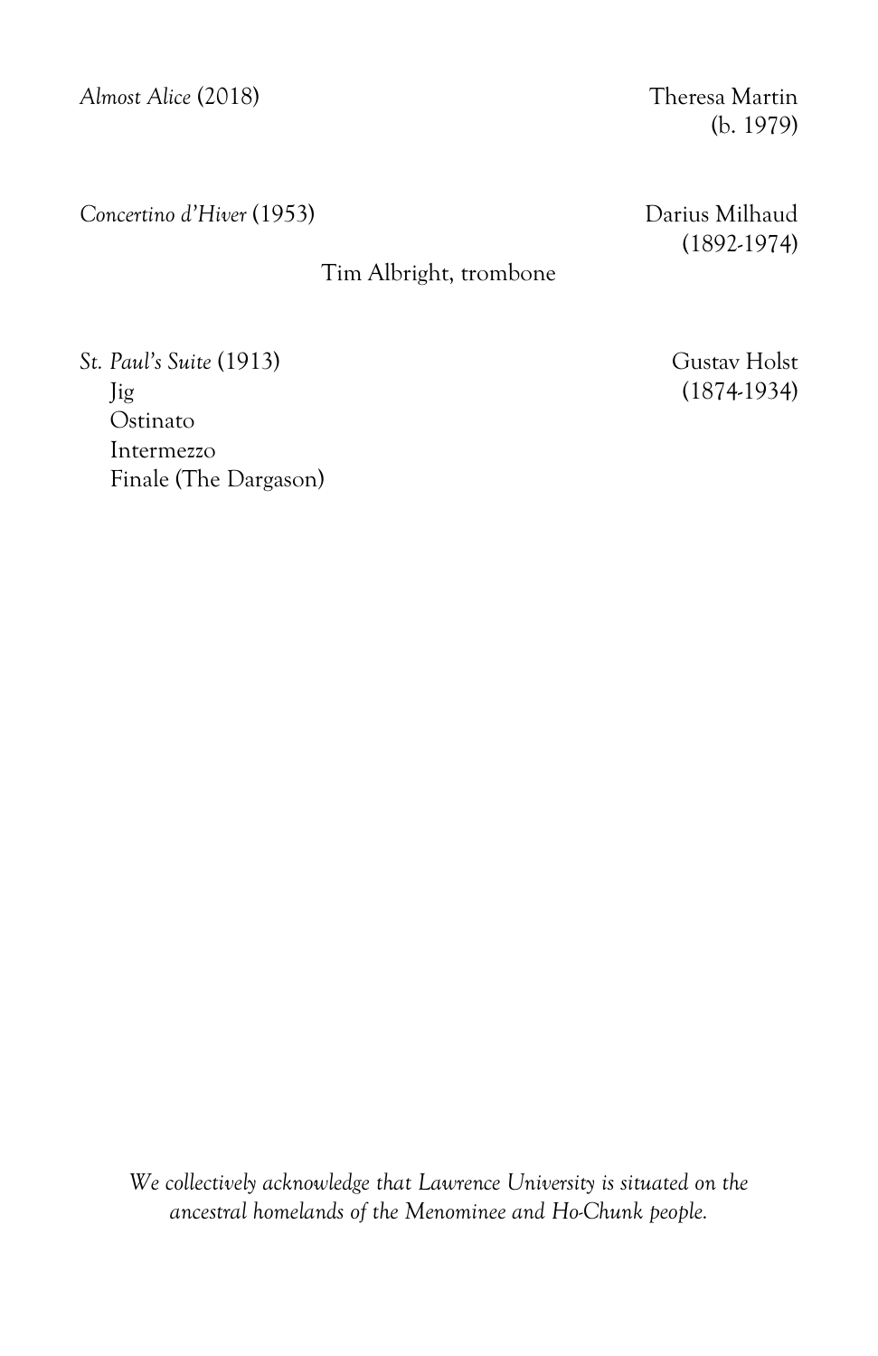*Almost Alice* (2018) Theresa Martin
(b. 1979)

*Concertino d'Hiver* (1953) Darius Milhaud
(1892-1974)

Tim Albright, trombone

*St. Paul's Suite* (1913) Gustav Holst
(1874-1934)

Jig
Ostinato
Intermezzo
Finale (The Dargason)

*We collectively acknowledge that Lawrence University is situated on the ancestral homelands of the Menominee and Ho-Chunk people.*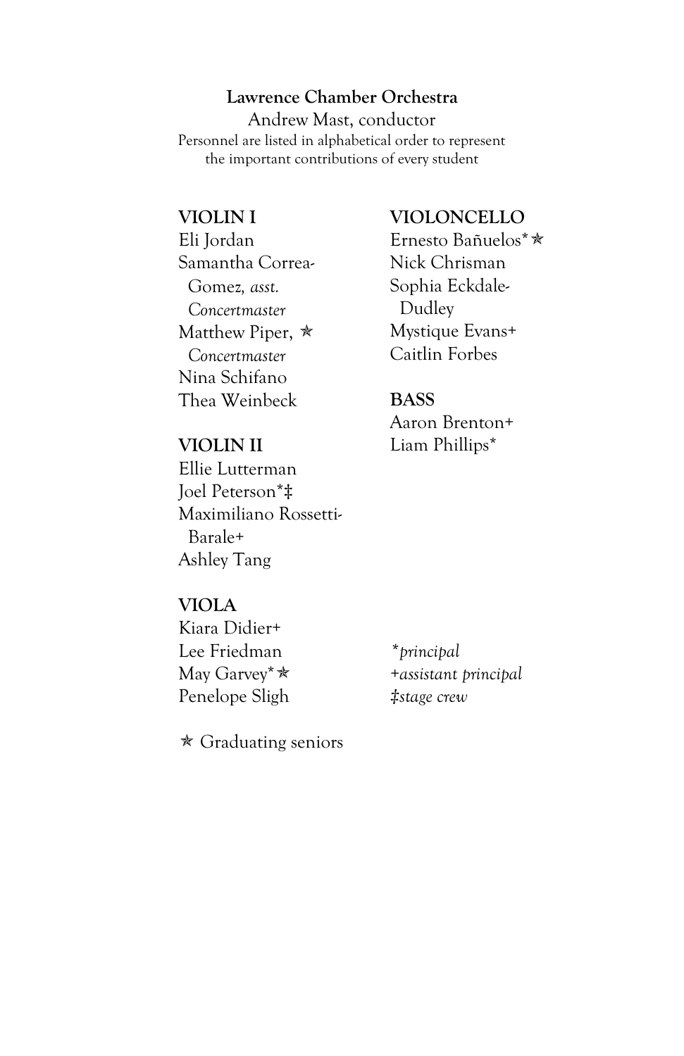**Lawrence Chamber Orchestra**

Andrew Mast, conductor

Personnel are listed in alphabetical order to represent the important contributions of every student

**VIOLIN I**

Eli Jordan
Samantha Correa-Gomez, *asst. Concertmaster*
Matthew Piper, ✯ *Concertmaster*
Nina Schifano
Thea Weinbeck

**VIOLIN II**

Ellie Lutterman
Joel Peterson*‡
Maximiliano Rossetti-Barale+
Ashley Tang

**VIOLA**

Kiara Didier+
Lee Friedman
May Garvey*✯
Penelope Sligh

**VIOLONCELLO**

Ernesto Bañuelos*✯
Nick Chrisman
Sophia Eckdale-Dudley
Mystique Evans+
Caitlin Forbes

**BASS**

Aaron Brenton+
Liam Phillips*

*\*principal*
*+assistant principal*
*‡stage crew*

✯ Graduating seniors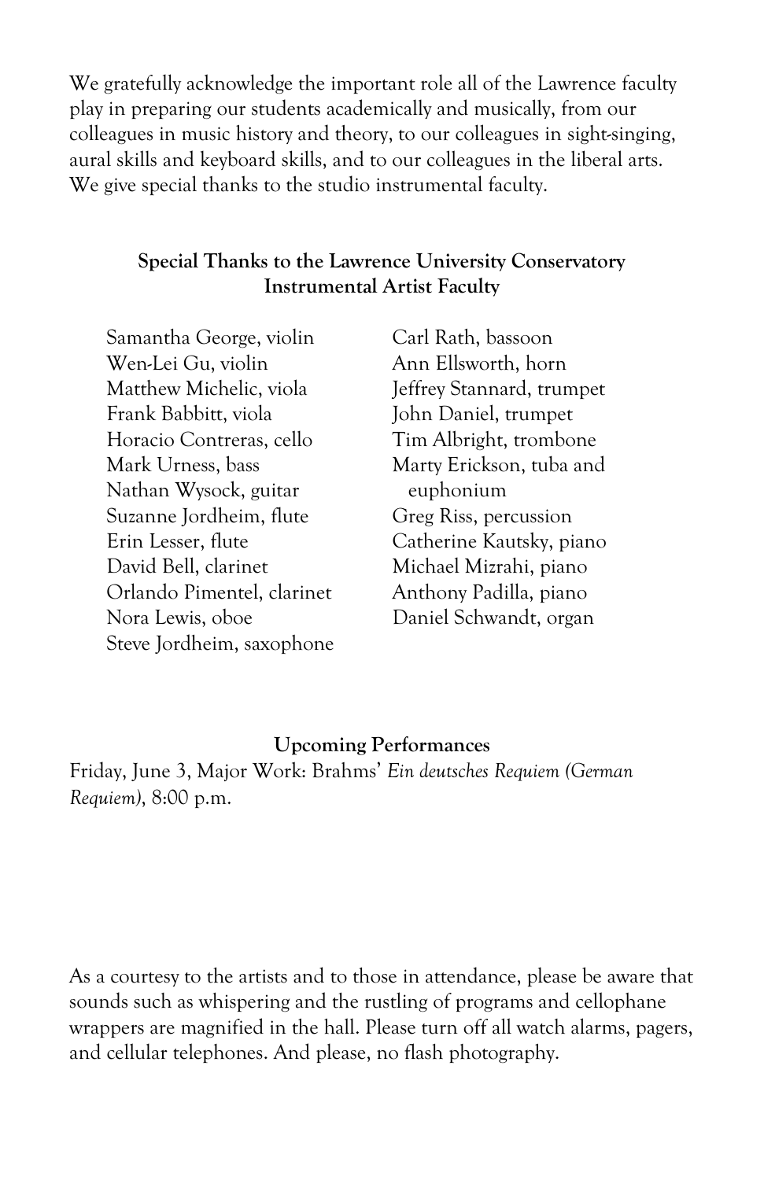We gratefully acknowledge the important role all of the Lawrence faculty play in preparing our students academically and musically, from our colleagues in music history and theory, to our colleagues in sight-singing, aural skills and keyboard skills, and to our colleagues in the liberal arts. We give special thanks to the studio instrumental faculty.

**Special Thanks to the Lawrence University Conservatory Instrumental Artist Faculty**

Samantha George, violin
Wen-Lei Gu, violin
Matthew Michelic, viola
Frank Babbitt, viola
Horacio Contreras, cello
Mark Urness, bass
Nathan Wysock, guitar
Suzanne Jordheim, flute
Erin Lesser, flute
David Bell, clarinet
Orlando Pimentel, clarinet
Nora Lewis, oboe
Steve Jordheim, saxophone
Carl Rath, bassoon
Ann Ellsworth, horn
Jeffrey Stannard, trumpet
John Daniel, trumpet
Tim Albright, trombone
Marty Erickson, tuba and euphonium
Greg Riss, percussion
Catherine Kautsky, piano
Michael Mizrahi, piano
Anthony Padilla, piano
Daniel Schwandt, organ

**Upcoming Performances**

Friday, June 3, Major Work: Brahms' *Ein deutsches Requiem (German Requiem)*, 8:00 p.m.

As a courtesy to the artists and to those in attendance, please be aware that sounds such as whispering and the rustling of programs and cellophane wrappers are magnified in the hall. Please turn off all watch alarms, pagers, and cellular telephones. And please, no flash photography.